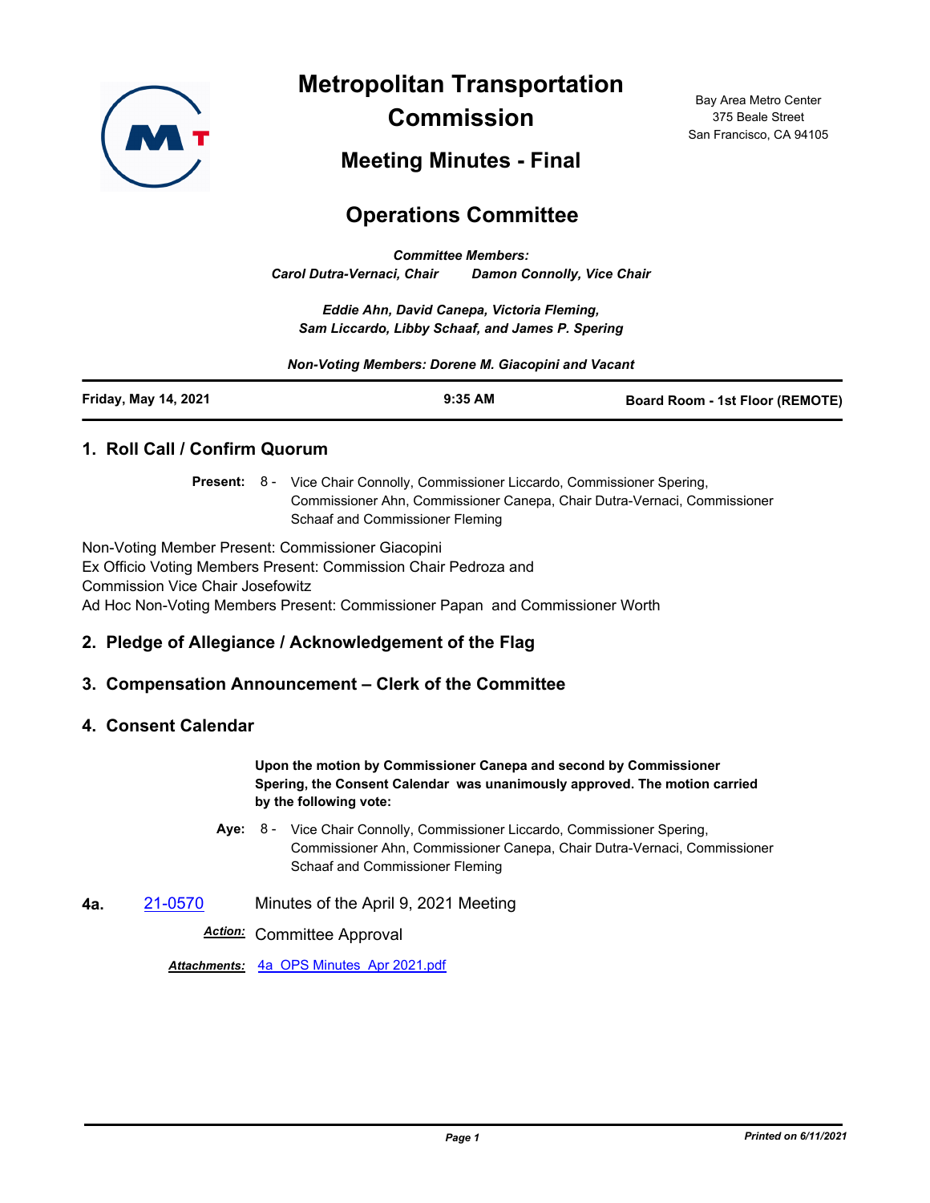# Metropolitan Transportation Commission

Bay Area Metro Center
375 Beale Street
San Francisco, CA 94105

## Meeting Minutes - Final

## Operations Committee

*Committee Members:*
*Carol Dutra-Vernaci, Chair Damon Connolly, Vice Chair*

*Eddie Ahn, David Canepa, Victoria Fleming, Sam Liccardo, Libby Schaaf, and James P. Spering*

*Non-Voting Members: Dorene M. Giacopini and Vacant*

**Friday, May 14, 2021** **9:35 AM** **Board Room - 1st Floor (REMOTE)**

### 1. Roll Call / Confirm Quorum

**Present:** 8 - Vice Chair Connolly, Commissioner Liccardo, Commissioner Spering, Commissioner Ahn, Commissioner Canepa, Chair Dutra-Vernaci, Commissioner Schaaf and Commissioner Fleming

Non-Voting Member Present: Commissioner Giacopini
Ex Officio Voting Members Present: Commission Chair Pedroza and Commission Vice Chair Josefowitz
Ad Hoc Non-Voting Members Present: Commissioner Papan and Commissioner Worth

### 2. Pledge of Allegiance / Acknowledgement of the Flag

### 3. Compensation Announcement – Clerk of the Committee

### 4. Consent Calendar

**Upon the motion by Commissioner Canepa and second by Commissioner Spering, the Consent Calendar was unanimously approved. The motion carried by the following vote:**

**Aye:** 8 - Vice Chair Connolly, Commissioner Liccardo, Commissioner Spering, Commissioner Ahn, Commissioner Canepa, Chair Dutra-Vernaci, Commissioner Schaaf and Commissioner Fleming

**4a.** 21-0570 Minutes of the April 9, 2021 Meeting

***Action:*** Committee Approval

***Attachments:*** 4a_OPS Minutes_Apr 2021.pdf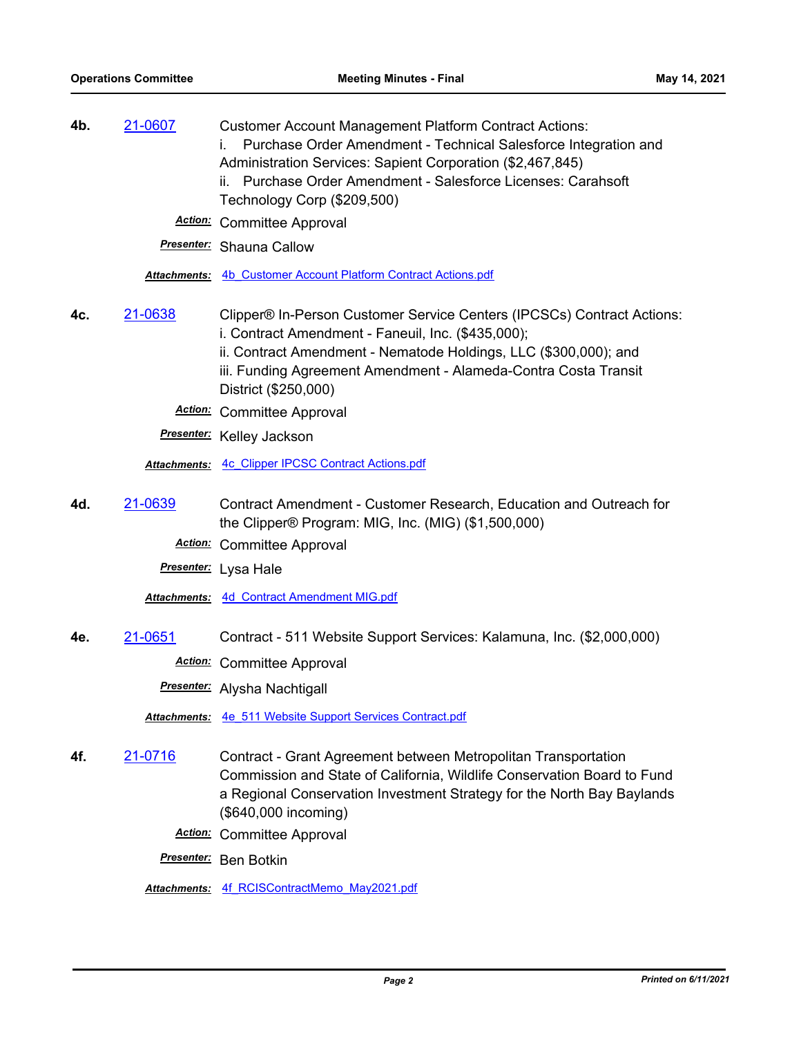**4b.** [21-0607]

Customer Account Management Platform Contract Actions:
i. Purchase Order Amendment - Technical Salesforce Integration and Administration Services: Sapient Corporation ($2,467,845)
ii. Purchase Order Amendment - Salesforce Licenses: Carahsoft Technology Corp ($209,500)

***Action:*** Committee Approval

***Presenter:*** Shauna Callow

***Attachments:*** 4b_Customer Account Platform Contract Actions.pdf

**4c.** [21-0638]

Clipper® In-Person Customer Service Centers (IPCSCs) Contract Actions:
i. Contract Amendment - Faneuil, Inc. ($435,000);
ii. Contract Amendment - Nematode Holdings, LLC ($300,000); and
iii. Funding Agreement Amendment - Alameda-Contra Costa Transit District ($250,000)

***Action:*** Committee Approval

***Presenter:*** Kelley Jackson

***Attachments:*** 4c_Clipper IPCSC Contract Actions.pdf

**4d.** [21-0639]

Contract Amendment - Customer Research, Education and Outreach for the Clipper® Program: MIG, Inc. (MIG) ($1,500,000)

***Action:*** Committee Approval

***Presenter:*** Lysa Hale

***Attachments:*** 4d_Contract Amendment MIG.pdf

**4e.** [21-0651]

Contract - 511 Website Support Services: Kalamuna, Inc. ($2,000,000)

***Action:*** Committee Approval

***Presenter:*** Alysha Nachtigall

***Attachments:*** 4e_511 Website Support Services Contract.pdf

**4f.** [21-0716]

Contract - Grant Agreement between Metropolitan Transportation Commission and State of California, Wildlife Conservation Board to Fund a Regional Conservation Investment Strategy for the North Bay Baylands ($640,000 incoming)

***Action:*** Committee Approval

***Presenter:*** Ben Botkin

***Attachments:*** 4f_RCISContractMemo_May2021.pdf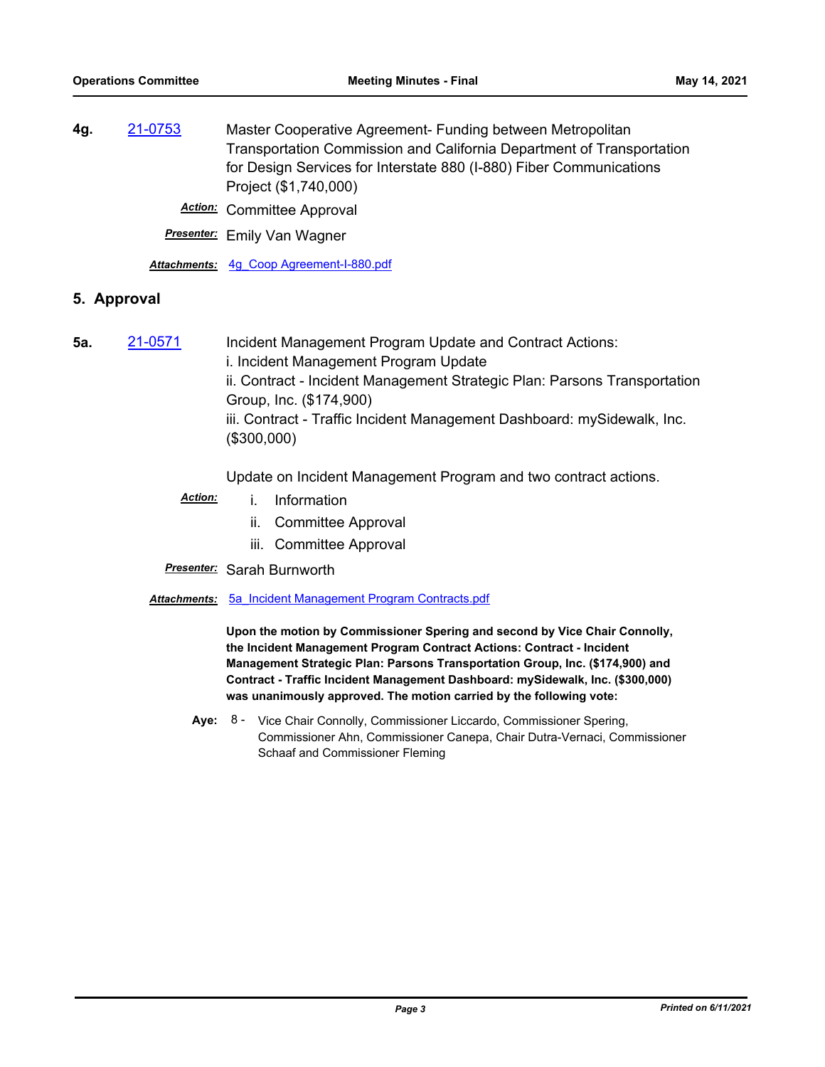**4g.** 21-0753 Master Cooperative Agreement- Funding between Metropolitan Transportation Commission and California Department of Transportation for Design Services for Interstate 880 (I-880) Fiber Communications Project ($1,740,000)

***Action:*** Committee Approval

***Presenter:*** Emily Van Wagner

***Attachments:*** 4g_Coop Agreement-I-880.pdf

## 5. Approval

**5a.** 21-0571 Incident Management Program Update and Contract Actions:
i. Incident Management Program Update
ii. Contract - Incident Management Strategic Plan: Parsons Transportation Group, Inc. ($174,900)
iii. Contract - Traffic Incident Management Dashboard: mySidewalk, Inc. ($300,000)

Update on Incident Management Program and two contract actions.

***Action:***
i. Information
ii. Committee Approval
iii. Committee Approval

***Presenter:*** Sarah Burnworth

***Attachments:*** 5a_Incident Management Program Contracts.pdf

**Upon the motion by Commissioner Spering and second by Vice Chair Connolly, the Incident Management Program Contract Actions: Contract - Incident Management Strategic Plan: Parsons Transportation Group, Inc. ($174,900) and Contract - Traffic Incident Management Dashboard: mySidewalk, Inc. ($300,000) was unanimously approved. The motion carried by the following vote:**

**Aye:** 8 - Vice Chair Connolly, Commissioner Liccardo, Commissioner Spering, Commissioner Ahn, Commissioner Canepa, Chair Dutra-Vernaci, Commissioner Schaaf and Commissioner Fleming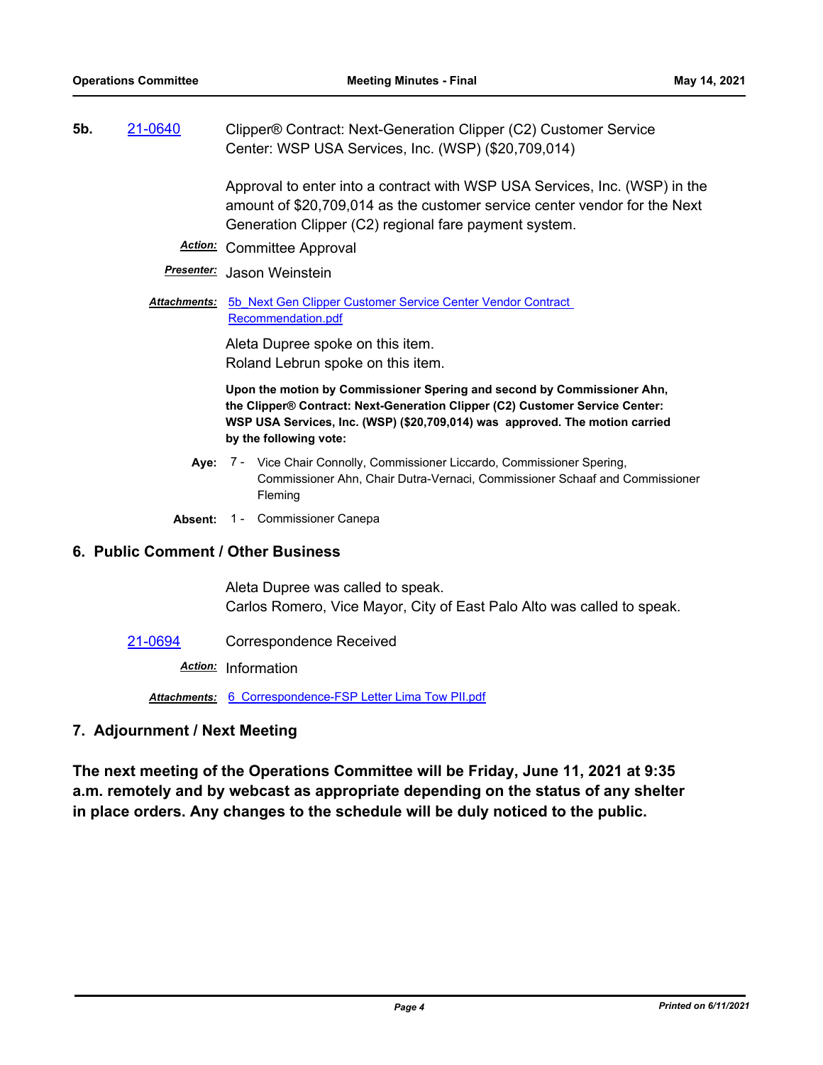**5b.** 21-0640 Clipper® Contract: Next-Generation Clipper (C2) Customer Service Center: WSP USA Services, Inc. (WSP) ($20,709,014)

Approval to enter into a contract with WSP USA Services, Inc. (WSP) in the amount of $20,709,014 as the customer service center vendor for the Next Generation Clipper (C2) regional fare payment system.

***Action:*** Committee Approval

***Presenter:*** Jason Weinstein

***Attachments:*** 5b_Next Gen Clipper Customer Service Center Vendor Contract Recommendation.pdf

Aleta Dupree spoke on this item.
Roland Lebrun spoke on this item.

**Upon the motion by Commissioner Spering and second by Commissioner Ahn, the Clipper® Contract: Next-Generation Clipper (C2) Customer Service Center: WSP USA Services, Inc. (WSP) ($20,709,014) was approved. The motion carried by the following vote:**

**Aye:** 7 - Vice Chair Connolly, Commissioner Liccardo, Commissioner Spering, Commissioner Ahn, Chair Dutra-Vernaci, Commissioner Schaaf and Commissioner Fleming

**Absent:** 1 - Commissioner Canepa

## 6. Public Comment / Other Business

Aleta Dupree was called to speak.
Carlos Romero, Vice Mayor, City of East Palo Alto was called to speak.

21-0694 Correspondence Received

***Action:*** Information

***Attachments:*** 6_Correspondence-FSP Letter Lima Tow PII.pdf

## 7. Adjournment / Next Meeting

**The next meeting of the Operations Committee will be Friday, June 11, 2021 at 9:35 a.m. remotely and by webcast as appropriate depending on the status of any shelter in place orders. Any changes to the schedule will be duly noticed to the public.**